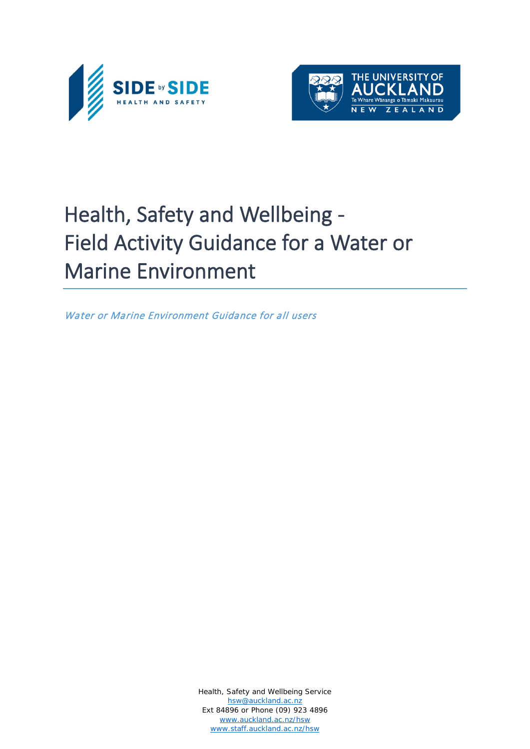# Health, Safety and Wellbeing - Field Activity Guidance for a Water or Marine Environment

*Water or Marine Environment Guidance for all users*

Health, Safety and Wellbeing Service
hsw@auckland.ac.nz
Ext 84896 or Phone (09) 923 4896
www.auckland.ac.nz/hsw
www.staff.auckland.ac.nz/hsw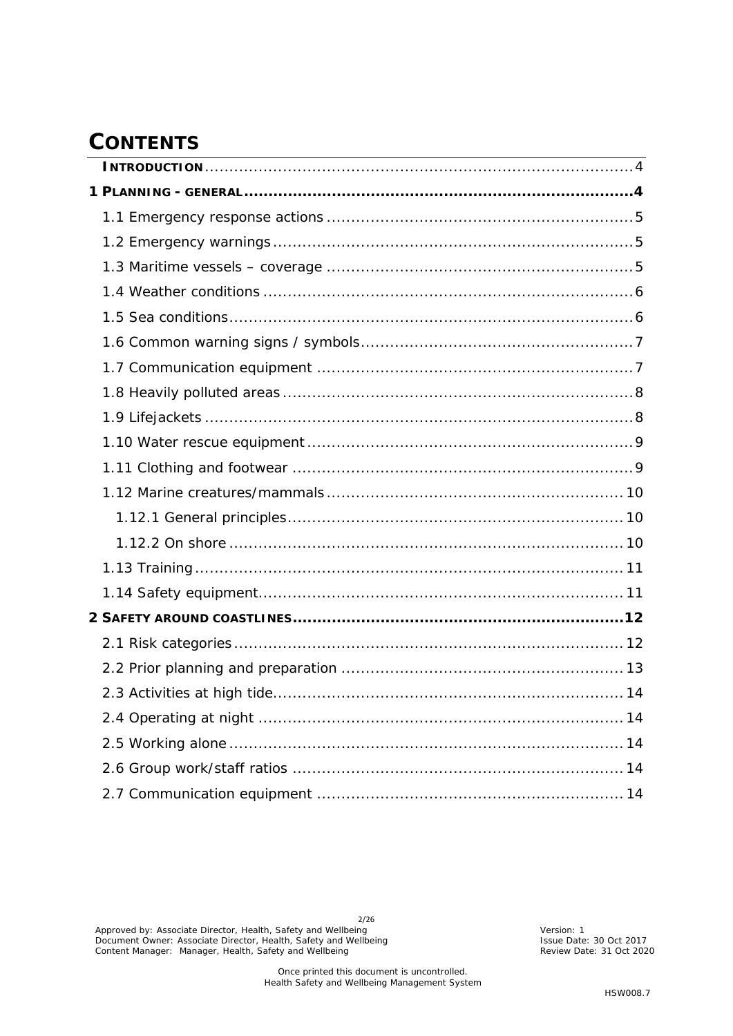# CONTENTS

INTRODUCTION ........ 4

**1 PLANNING - GENERAL ........ 4**

- 1.1 Emergency response actions ........ 5
- 1.2 Emergency warnings ........ 5
- 1.3 Maritime vessels – coverage ........ 5
- 1.4 Weather conditions ........ 6
- 1.5 Sea conditions ........ 6
- 1.6 Common warning signs / symbols ........ 7
- 1.7 Communication equipment ........ 7
- 1.8 Heavily polluted areas ........ 8
- 1.9 Lifejackets ........ 8
- 1.10 Water rescue equipment ........ 9
- 1.11 Clothing and footwear ........ 9
- 1.12 Marine creatures/mammals ........ 10
  - 1.12.1 General principles ........ 10
  - 1.12.2 On shore ........ 10
- 1.13 Training ........ 11
- 1.14 Safety equipment ........ 11

**2 SAFETY AROUND COASTLINES ........ 12**

- 2.1 Risk categories ........ 12
- 2.2 Prior planning and preparation ........ 13
- 2.3 Activities at high tide ........ 14
- 2.4 Operating at night ........ 14
- 2.5 Working alone ........ 14
- 2.6 Group work/staff ratios ........ 14
- 2.7 Communication equipment ........ 14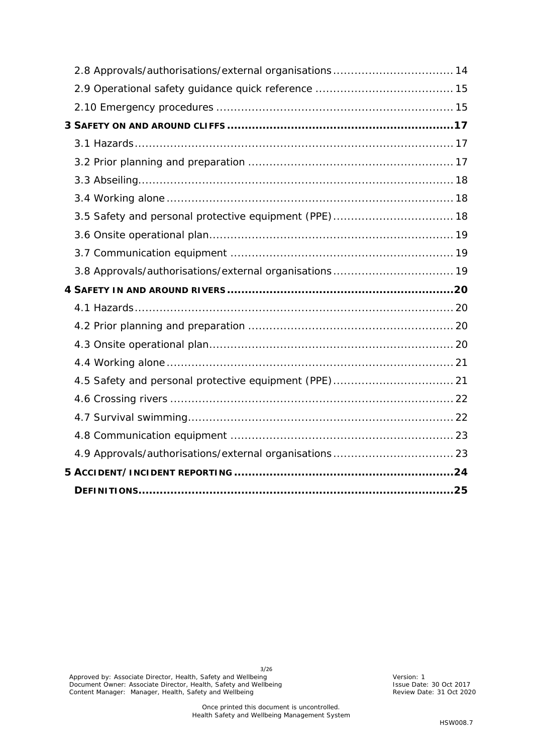2.8 Approvals/authorisations/external organisations .................................. 14

2.9 Operational safety guidance quick reference ....................................... 15

2.10 Emergency procedures ................................................................... 15

**3 SAFETY ON AND AROUND CLIFFS ..............................................................17**

3.1 Hazards........................................................................................ 17

3.2 Prior planning and preparation ......................................................... 17

3.3 Abseiling....................................................................................... 18

3.4 Working alone ................................................................................ 18

3.5 Safety and personal protective equipment (PPE) .................................. 18

3.6 Onsite operational plan.................................................................... 19

3.7 Communication equipment ............................................................... 19

3.8 Approvals/authorisations/external organisations .................................. 19

**4 SAFETY IN AND AROUND RIVERS ...............................................................20**

4.1 Hazards........................................................................................ 20

4.2 Prior planning and preparation ......................................................... 20

4.3 Onsite operational plan.................................................................... 20

4.4 Working alone ................................................................................ 21

4.5 Safety and personal protective equipment (PPE) .................................. 21

4.6 Crossing rivers ............................................................................... 22

4.7 Survival swimming.......................................................................... 22

4.8 Communication equipment ............................................................... 23

4.9 Approvals/authorisations/external organisations .................................. 23

**5 ACCIDENT/INCIDENT REPORTING .............................................................24**

**DEFINITIONS........................................................................................25**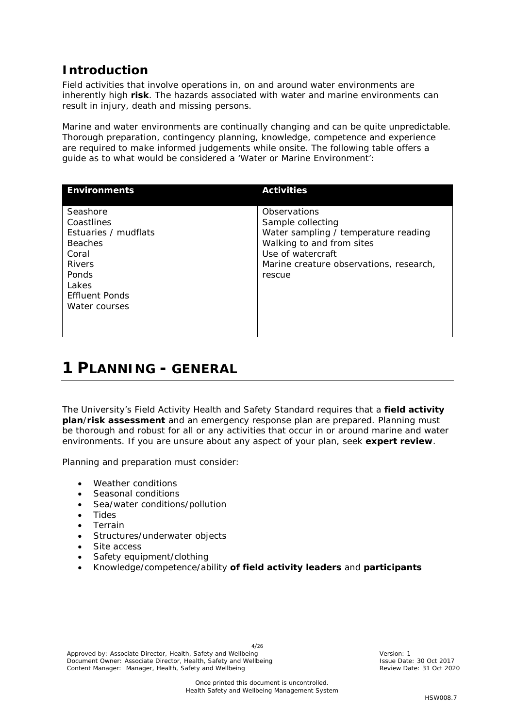## Introduction

Field activities that involve operations in, on and around water environments are inherently high **risk**. The hazards associated with water and marine environments can result in injury, death and missing persons.

Marine and water environments are continually changing and can be quite unpredictable. Thorough preparation, contingency planning, knowledge, competence and experience are required to make informed judgements while onsite. The following table offers a guide as to what would be considered a 'Water or Marine Environment':

| Environments | Activities |
| --- | --- |
| Seashore<br>Coastlines<br>Estuaries / mudflats<br>Beaches<br>Coral<br>Rivers<br>Ponds<br>Lakes<br>Effluent Ponds<br>Water courses | Observations<br>Sample collecting<br>Water sampling / temperature reading<br>Walking to and from sites<br>Use of watercraft<br>Marine creature observations, research, rescue |

# 1 PLANNING - GENERAL

The University's Field Activity Health and Safety Standard requires that a **field activity plan**/**risk assessment** and an emergency response plan are prepared. Planning must be thorough and robust for all or any activities that occur in or around marine and water environments. If you are unsure about any aspect of your plan, seek **expert review**.

Planning and preparation must consider:

- Weather conditions
- Seasonal conditions
- Sea/water conditions/pollution
- Tides
- Terrain
- Structures/underwater objects
- Site access
- Safety equipment/clothing
- Knowledge/competence/ability **of field activity leaders** and **participants**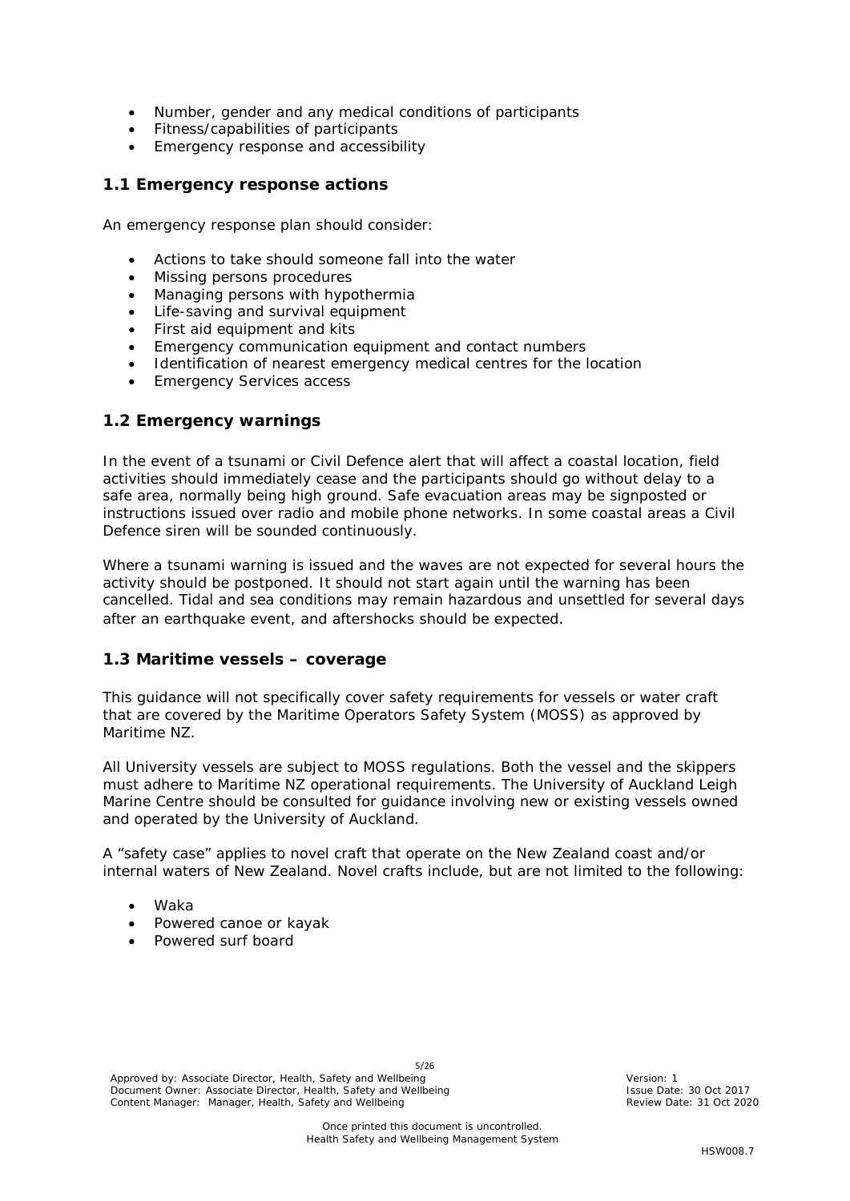- Number, gender and any medical conditions of participants
- Fitness/capabilities of participants
- Emergency response and accessibility

### 1.1 Emergency response actions

An emergency response plan should consider:

- Actions to take should someone fall into the water
- Missing persons procedures
- Managing persons with hypothermia
- Life-saving and survival equipment
- First aid equipment and kits
- Emergency communication equipment and contact numbers
- Identification of nearest emergency medical centres for the location
- Emergency Services access

### 1.2 Emergency warnings

In the event of a tsunami or Civil Defence alert that will affect a coastal location, field activities should immediately cease and the participants should go without delay to a safe area, normally being high ground. Safe evacuation areas may be signposted or instructions issued over radio and mobile phone networks. In some coastal areas a Civil Defence siren will be sounded continuously.

Where a tsunami warning is issued and the waves are not expected for several hours the activity should be postponed. It should not start again until the warning has been cancelled. Tidal and sea conditions may remain hazardous and unsettled for several days after an earthquake event, and aftershocks should be expected.

### 1.3 Maritime vessels – coverage

This guidance will not specifically cover safety requirements for vessels or water craft that are covered by the Maritime Operators Safety System (MOSS) as approved by Maritime NZ.

All University vessels are subject to MOSS regulations. Both the vessel and the skippers must adhere to Maritime NZ operational requirements. The University of Auckland Leigh Marine Centre should be consulted for guidance involving new or existing vessels owned and operated by the University of Auckland.

A "safety case" applies to novel craft that operate on the New Zealand coast and/or internal waters of New Zealand. Novel crafts include, but are not limited to the following:

- Waka
- Powered canoe or kayak
- Powered surf board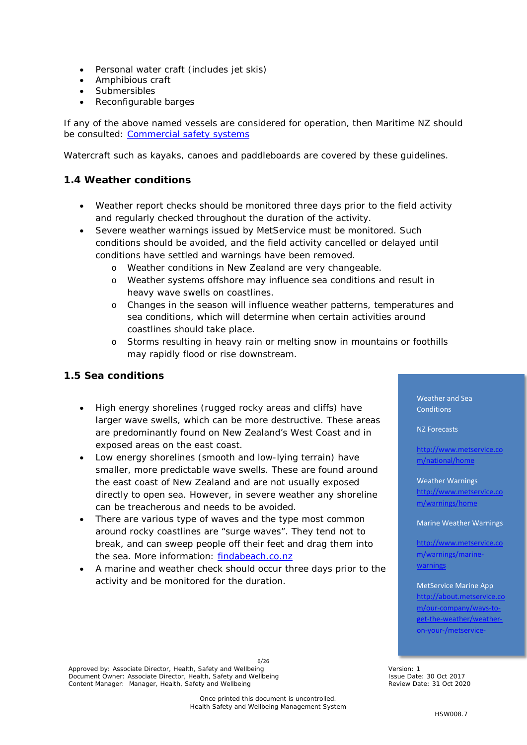- Personal water craft (includes jet skis)
- Amphibious craft
- Submersibles
- Reconfigurable barges

If any of the above named vessels are considered for operation, then Maritime NZ should be consulted: [Commercial safety systems]()

Watercraft such as kayaks, canoes and paddleboards are covered by these guidelines.

### 1.4 Weather conditions

- Weather report checks should be monitored three days prior to the field activity and regularly checked throughout the duration of the activity.
- Severe weather warnings issued by MetService must be monitored. Such conditions should be avoided, and the field activity cancelled or delayed until conditions have settled and warnings have been removed.
  - Weather conditions in New Zealand are very changeable.
  - Weather systems offshore may influence sea conditions and result in heavy wave swells on coastlines.
  - Changes in the season will influence weather patterns, temperatures and sea conditions, which will determine when certain activities around coastlines should take place.
  - Storms resulting in heavy rain or melting snow in mountains or foothills may rapidly flood or rise downstream.

### 1.5 Sea conditions

- High energy shorelines (rugged rocky areas and cliffs) have larger wave swells, which can be more destructive. These areas are predominantly found on New Zealand's West Coast and in exposed areas on the east coast.
- Low energy shorelines (smooth and low-lying terrain) have smaller, more predictable wave swells. These are found around the east coast of New Zealand and are not usually exposed directly to open sea. However, in severe weather any shoreline can be treacherous and needs to be avoided.
- There are various type of waves and the type most common around rocky coastlines are "surge waves". They tend not to break, and can sweep people off their feet and drag them into the sea. More information: [findabeach.co.nz]()
- A marine and weather check should occur three days prior to the activity and be monitored for the duration.

Weather and Sea Conditions

NZ Forecasts

http://www.metservice.com/national/home

Weather Warnings
http://www.metservice.com/warnings/home

Marine Weather Warnings

http://www.metservice.com/warnings/marine-warnings

MetService Marine App
http://about.metservice.com/our-company/ways-to-get-the-weather/weather-on-your-/metservice-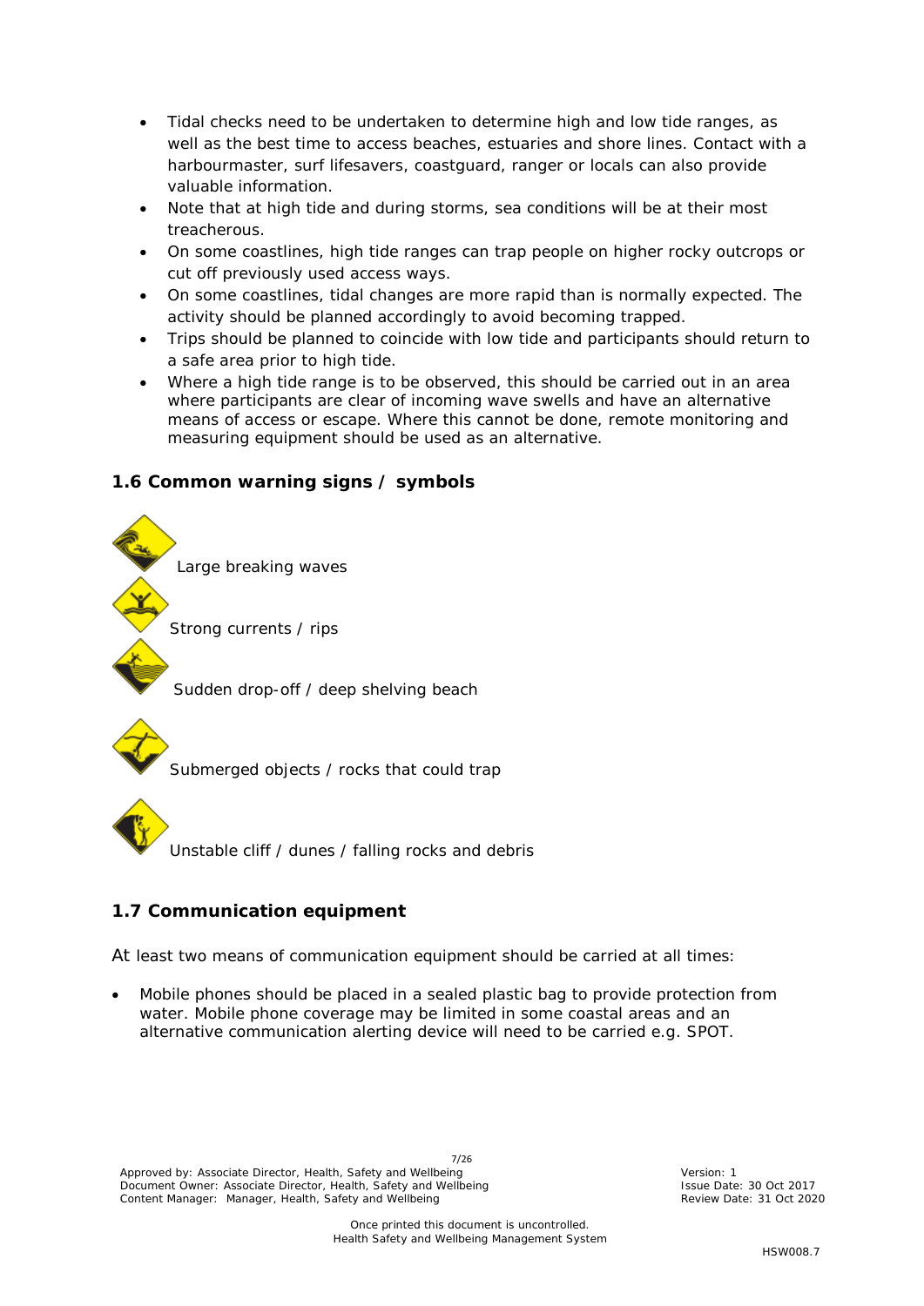- Tidal checks need to be undertaken to determine high and low tide ranges, as well as the best time to access beaches, estuaries and shore lines. Contact with a harbourmaster, surf lifesavers, coastguard, ranger or locals can also provide valuable information.
- Note that at high tide and during storms, sea conditions will be at their most treacherous.
- On some coastlines, high tide ranges can trap people on higher rocky outcrops or cut off previously used access ways.
- On some coastlines, tidal changes are more rapid than is normally expected. The activity should be planned accordingly to avoid becoming trapped.
- Trips should be planned to coincide with low tide and participants should return to a safe area prior to high tide.
- Where a high tide range is to be observed, this should be carried out in an area where participants are clear of incoming wave swells and have an alternative means of access or escape. Where this cannot be done, remote monitoring and measuring equipment should be used as an alternative.

## 1.6 Common warning signs / symbols

Large breaking waves

Strong currents / rips

Sudden drop-off / deep shelving beach

Submerged objects / rocks that could trap

Unstable cliff / dunes / falling rocks and debris

## 1.7 Communication equipment

At least two means of communication equipment should be carried at all times:

- Mobile phones should be placed in a sealed plastic bag to provide protection from water. Mobile phone coverage may be limited in some coastal areas and an alternative communication alerting device will need to be carried e.g. SPOT.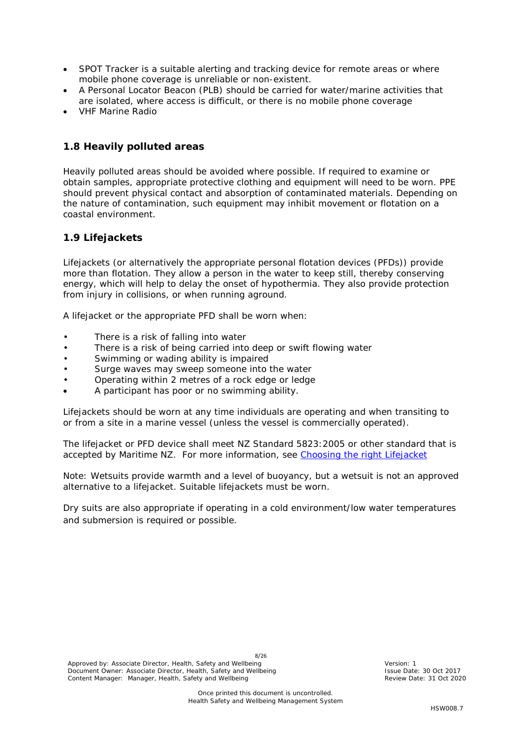- SPOT Tracker is a suitable alerting and tracking device for remote areas or where mobile phone coverage is unreliable or non-existent.
- A Personal Locator Beacon (PLB) should be carried for water/marine activities that are isolated, where access is difficult, or there is no mobile phone coverage
- VHF Marine Radio

## 1.8 Heavily polluted areas

Heavily polluted areas should be avoided where possible. If required to examine or obtain samples, appropriate protective clothing and equipment will need to be worn. PPE should prevent physical contact and absorption of contaminated materials. Depending on the nature of contamination, such equipment may inhibit movement or flotation on a coastal environment.

## 1.9 Lifejackets

Lifejackets (or alternatively the appropriate personal flotation devices (PFDs)) provide more than flotation. They allow a person in the water to keep still, thereby conserving energy, which will help to delay the onset of hypothermia. They also provide protection from injury in collisions, or when running aground.

A lifejacket or the appropriate PFD shall be worn when:

- There is a risk of falling into water
- There is a risk of being carried into deep or swift flowing water
- Swimming or wading ability is impaired
- Surge waves may sweep someone into the water
- Operating within 2 metres of a rock edge or ledge
- A participant has poor or no swimming ability.

Lifejackets should be worn at any time individuals are operating and when transiting to or from a site in a marine vessel (unless the vessel is commercially operated).

The lifejacket or PFD device shall meet NZ Standard 5823:2005 or other standard that is accepted by Maritime NZ. For more information, see [Choosing the right Lifejacket]

Note: Wetsuits provide warmth and a level of buoyancy, but a wetsuit is not an approved alternative to a lifejacket. Suitable lifejackets must be worn.

Dry suits are also appropriate if operating in a cold environment/low water temperatures and submersion is required or possible.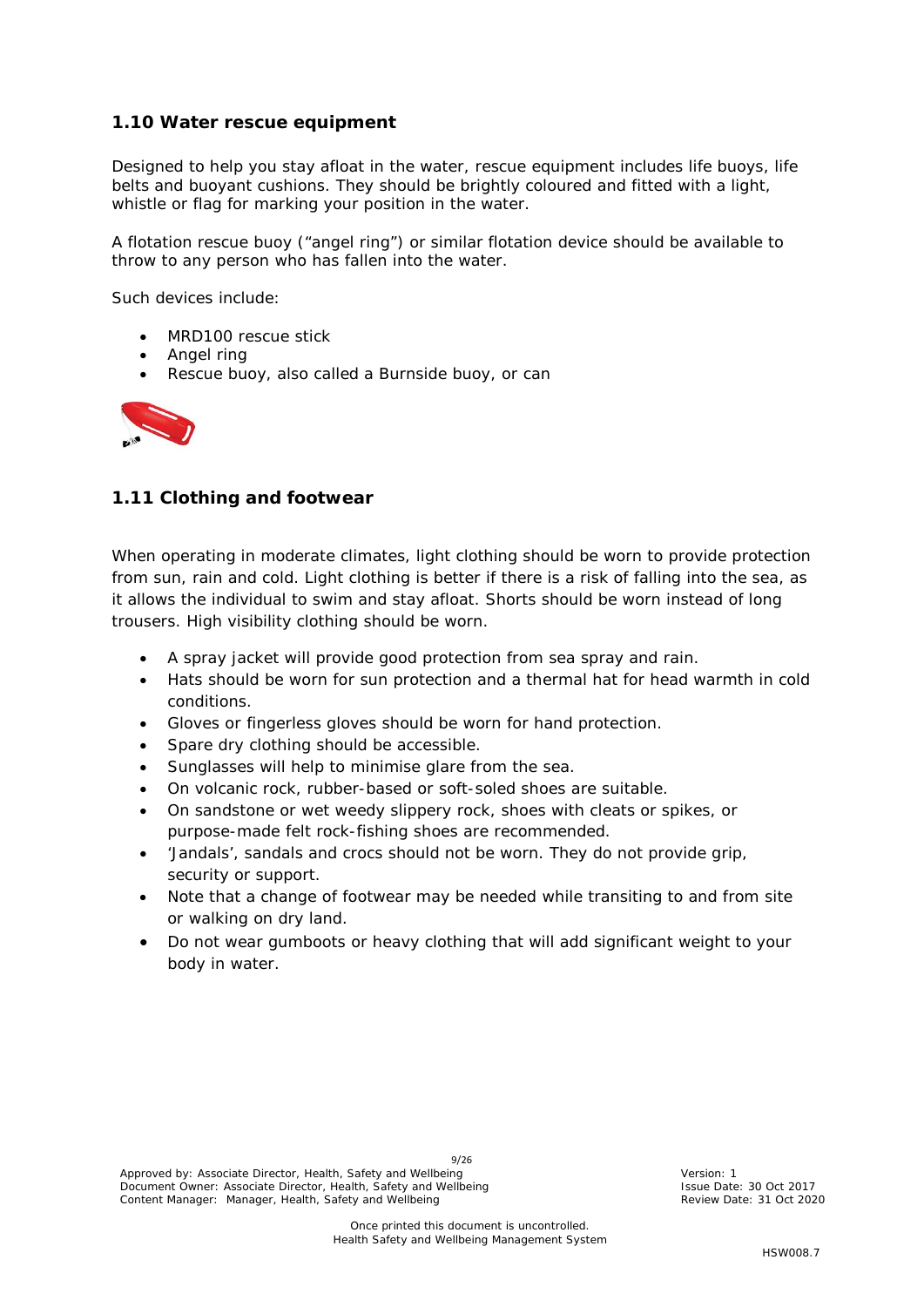## 1.10 Water rescue equipment

Designed to help you stay afloat in the water, rescue equipment includes life buoys, life belts and buoyant cushions. They should be brightly coloured and fitted with a light, whistle or flag for marking your position in the water.

A flotation rescue buoy (“angel ring”) or similar flotation device should be available to throw to any person who has fallen into the water.

Such devices include:

- MRD100 rescue stick
- Angel ring
- Rescue buoy, also called a Burnside buoy, or can

## 1.11 Clothing and footwear

When operating in moderate climates, light clothing should be worn to provide protection from sun, rain and cold. Light clothing is better if there is a risk of falling into the sea, as it allows the individual to swim and stay afloat. Shorts should be worn instead of long trousers. High visibility clothing should be worn.

- A spray jacket will provide good protection from sea spray and rain.
- Hats should be worn for sun protection and a thermal hat for head warmth in cold conditions.
- Gloves or fingerless gloves should be worn for hand protection.
- Spare dry clothing should be accessible.
- Sunglasses will help to minimise glare from the sea.
- On volcanic rock, rubber-based or soft-soled shoes are suitable.
- On sandstone or wet weedy slippery rock, shoes with cleats or spikes, or purpose-made felt rock-fishing shoes are recommended.
- ‘Jandals’, sandals and crocs should not be worn. They do not provide grip, security or support.
- Note that a change of footwear may be needed while transiting to and from site or walking on dry land.
- Do not wear gumboots or heavy clothing that will add significant weight to your body in water.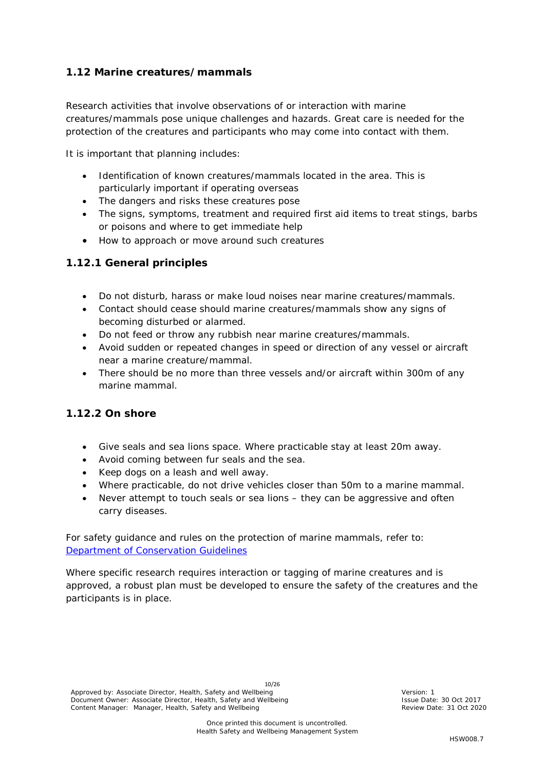### 1.12 Marine creatures/mammals

Research activities that involve observations of or interaction with marine creatures/mammals pose unique challenges and hazards. Great care is needed for the protection of the creatures and participants who may come into contact with them.

It is important that planning includes:

- Identification of known creatures/mammals located in the area. This is particularly important if operating overseas
- The dangers and risks these creatures pose
- The signs, symptoms, treatment and required first aid items to treat stings, barbs or poisons and where to get immediate help
- How to approach or move around such creatures

#### 1.12.1 General principles

- Do not disturb, harass or make loud noises near marine creatures/mammals.
- Contact should cease should marine creatures/mammals show any signs of becoming disturbed or alarmed.
- Do not feed or throw any rubbish near marine creatures/mammals.
- Avoid sudden or repeated changes in speed or direction of any vessel or aircraft near a marine creature/mammal.
- There should be no more than three vessels and/or aircraft within 300m of any marine mammal.

#### 1.12.2 On shore

- Give seals and sea lions space. Where practicable stay at least 20m away.
- Avoid coming between fur seals and the sea.
- Keep dogs on a leash and well away.
- Where practicable, do not drive vehicles closer than 50m to a marine mammal.
- Never attempt to touch seals or sea lions – they can be aggressive and often carry diseases.

For safety guidance and rules on the protection of marine mammals, refer to: [Department of Conservation Guidelines]()

Where specific research requires interaction or tagging of marine creatures and is approved, a robust plan must be developed to ensure the safety of the creatures and the participants is in place.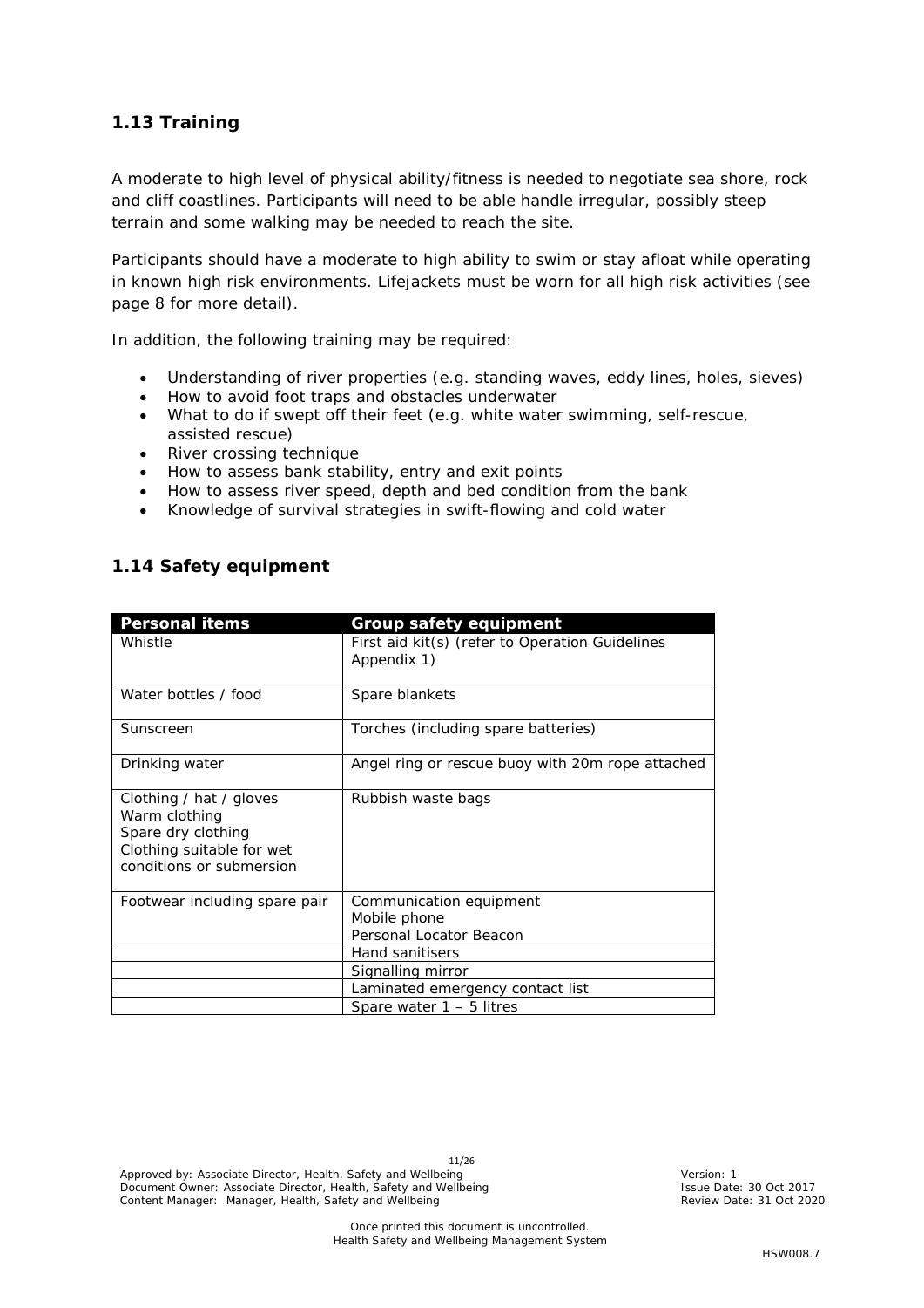## 1.13 Training

A moderate to high level of physical ability/fitness is needed to negotiate sea shore, rock and cliff coastlines. Participants will need to be able handle irregular, possibly steep terrain and some walking may be needed to reach the site.

Participants should have a moderate to high ability to swim or stay afloat while operating in known high risk environments. Lifejackets must be worn for all high risk activities (see page 8 for more detail).

In addition, the following training may be required:

- Understanding of river properties (e.g. standing waves, eddy lines, holes, sieves)
- How to avoid foot traps and obstacles underwater
- What to do if swept off their feet (e.g. white water swimming, self-rescue, assisted rescue)
- River crossing technique
- How to assess bank stability, entry and exit points
- How to assess river speed, depth and bed condition from the bank
- Knowledge of survival strategies in swift-flowing and cold water

## 1.14 Safety equipment

| Personal items | Group safety equipment |
|---|---|
| Whistle | First aid kit(s) (refer to Operation Guidelines Appendix 1) |
| Water bottles / food | Spare blankets |
| Sunscreen | Torches (including spare batteries) |
| Drinking water | Angel ring or rescue buoy with 20m rope attached |
| Clothing / hat / gloves<br>Warm clothing<br>Spare dry clothing<br>Clothing suitable for wet conditions or submersion | Rubbish waste bags |
| Footwear including spare pair | Communication equipment<br>Mobile phone<br>Personal Locator Beacon |
| | Hand sanitisers |
| | Signalling mirror |
| | Laminated emergency contact list |
| | Spare water 1 – 5 litres |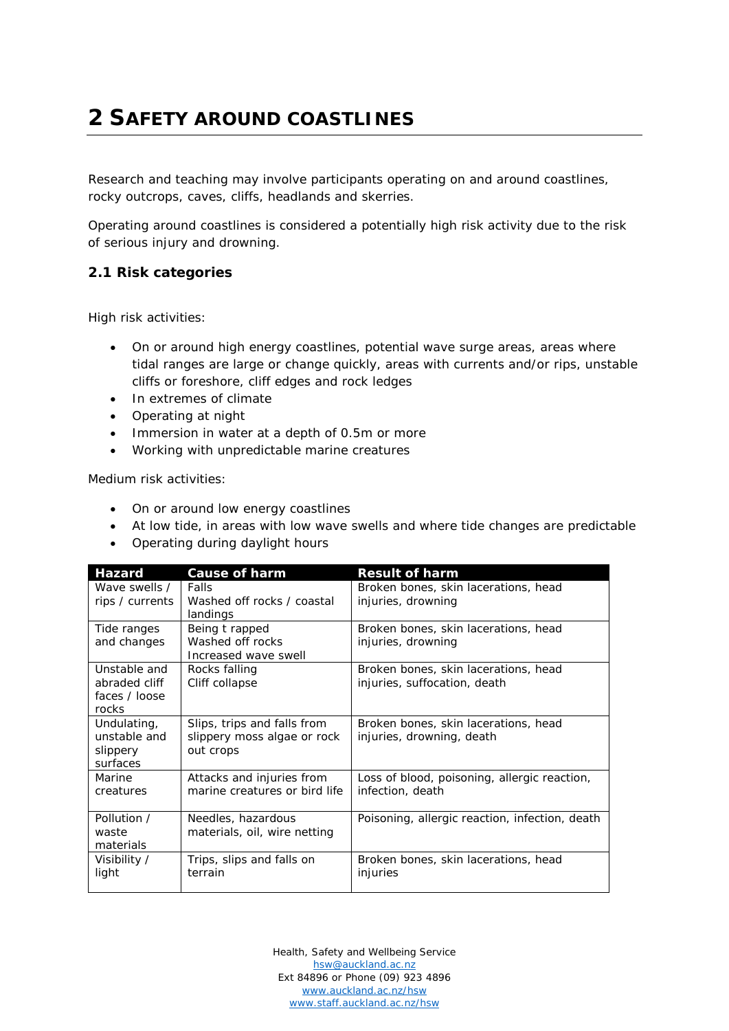# 2 SAFETY AROUND COASTLINES

Research and teaching may involve participants operating on and around coastlines, rocky outcrops, caves, cliffs, headlands and skerries.

Operating around coastlines is considered a potentially high risk activity due to the risk of serious injury and drowning.

## 2.1 Risk categories

High risk activities:

- On or around high energy coastlines, potential wave surge areas, areas where tidal ranges are large or change quickly, areas with currents and/or rips, unstable cliffs or foreshore, cliff edges and rock ledges
- In extremes of climate
- Operating at night
- Immersion in water at a depth of 0.5m or more
- Working with unpredictable marine creatures

Medium risk activities:

- On or around low energy coastlines
- At low tide, in areas with low wave swells and where tide changes are predictable
- Operating during daylight hours

| Hazard | Cause of harm | Result of harm |
|---|---|---|
| Wave swells / rips / currents | Falls<br>Washed off rocks / coastal landings | Broken bones, skin lacerations, head injuries, drowning |
| Tide ranges and changes | Being t rapped<br>Washed off rocks<br>Increased wave swell | Broken bones, skin lacerations, head injuries, drowning |
| Unstable and abraded cliff faces / loose rocks | Rocks falling<br>Cliff collapse | Broken bones, skin lacerations, head injuries, suffocation, death |
| Undulating, unstable and slippery surfaces | Slips, trips and falls from slippery moss algae or rock out crops | Broken bones, skin lacerations, head injuries, drowning, death |
| Marine creatures | Attacks and injuries from marine creatures or bird life | Loss of blood, poisoning, allergic reaction, infection, death |
| Pollution / waste materials | Needles, hazardous materials, oil, wire netting | Poisoning, allergic reaction, infection, death |
| Visibility / light | Trips, slips and falls on terrain | Broken bones, skin lacerations, head injuries |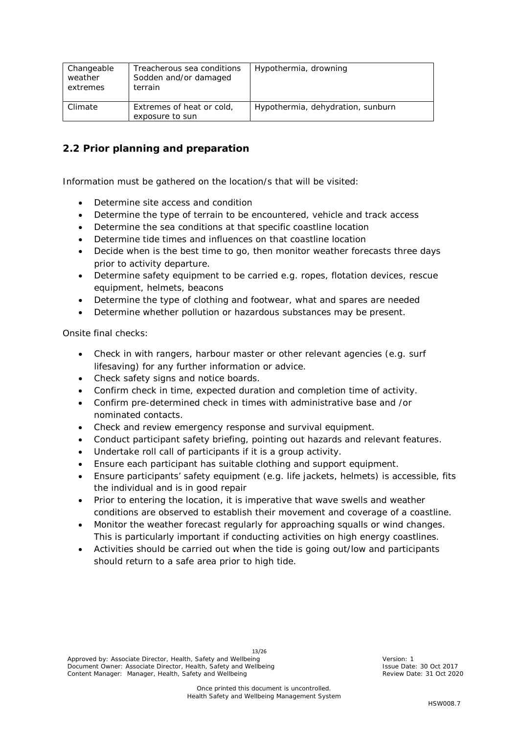| Changeable weather extremes | Treacherous sea conditions Sodden and/or damaged terrain | Hypothermia, drowning |
|---|---|---|
| Climate | Extremes of heat or cold, exposure to sun | Hypothermia, dehydration, sunburn |

## 2.2 Prior planning and preparation

Information must be gathered on the location/s that will be visited:

- Determine site access and condition
- Determine the type of terrain to be encountered, vehicle and track access
- Determine the sea conditions at that specific coastline location
- Determine tide times and influences on that coastline location
- Decide when is the best time to go, then monitor weather forecasts three days prior to activity departure.
- Determine safety equipment to be carried e.g. ropes, flotation devices, rescue equipment, helmets, beacons
- Determine the type of clothing and footwear, what and spares are needed
- Determine whether pollution or hazardous substances may be present.

Onsite final checks:

- Check in with rangers, harbour master or other relevant agencies (e.g. surf lifesaving) for any further information or advice.
- Check safety signs and notice boards.
- Confirm check in time, expected duration and completion time of activity.
- Confirm pre-determined check in times with administrative base and /or nominated contacts.
- Check and review emergency response and survival equipment.
- Conduct participant safety briefing, pointing out hazards and relevant features.
- Undertake roll call of participants if it is a group activity.
- Ensure each participant has suitable clothing and support equipment.
- Ensure participants' safety equipment (e.g. life jackets, helmets) is accessible, fits the individual and is in good repair
- Prior to entering the location, it is imperative that wave swells and weather conditions are observed to establish their movement and coverage of a coastline.
- Monitor the weather forecast regularly for approaching squalls or wind changes. This is particularly important if conducting activities on high energy coastlines.
- Activities should be carried out when the tide is going out/low and participants should return to a safe area prior to high tide.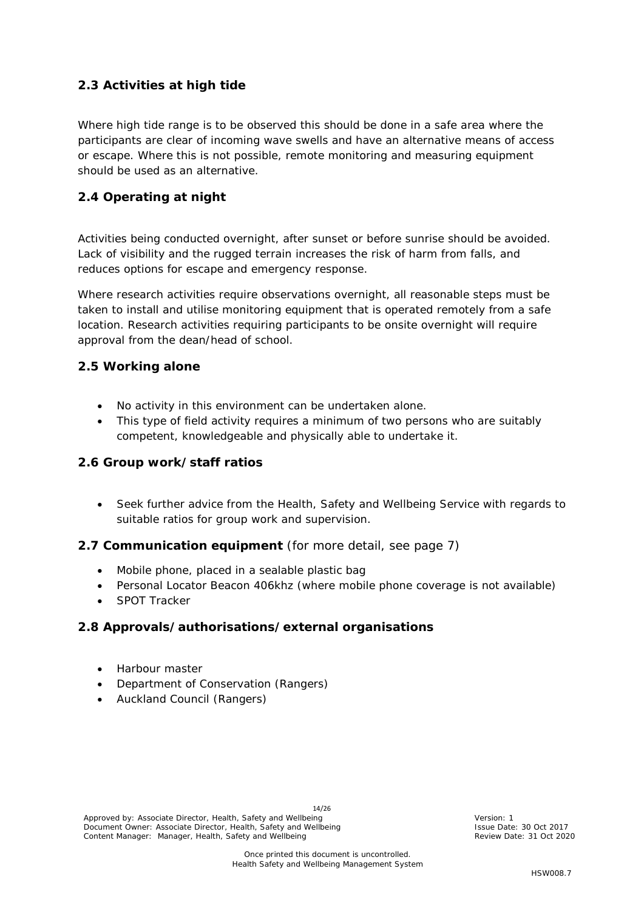### 2.3 Activities at high tide

Where high tide range is to be observed this should be done in a safe area where the participants are clear of incoming wave swells and have an alternative means of access or escape. Where this is not possible, remote monitoring and measuring equipment should be used as an alternative.

### 2.4 Operating at night

Activities being conducted overnight, after sunset or before sunrise should be avoided. Lack of visibility and the rugged terrain increases the risk of harm from falls, and reduces options for escape and emergency response.

Where research activities require observations overnight, all reasonable steps must be taken to install and utilise monitoring equipment that is operated remotely from a safe location. Research activities requiring participants to be onsite overnight will require approval from the dean/head of school.

### 2.5 Working alone

- No activity in this environment can be undertaken alone.
- This type of field activity requires a minimum of two persons who are suitably competent, knowledgeable and physically able to undertake it.

### 2.6 Group work/staff ratios

- Seek further advice from the Health, Safety and Wellbeing Service with regards to suitable ratios for group work and supervision.

### 2.7 Communication equipment (for more detail, see page 7)

- Mobile phone, placed in a sealable plastic bag
- Personal Locator Beacon 406khz (where mobile phone coverage is not available)
- SPOT Tracker

### 2.8 Approvals/authorisations/external organisations

- Harbour master
- Department of Conservation (Rangers)
- Auckland Council (Rangers)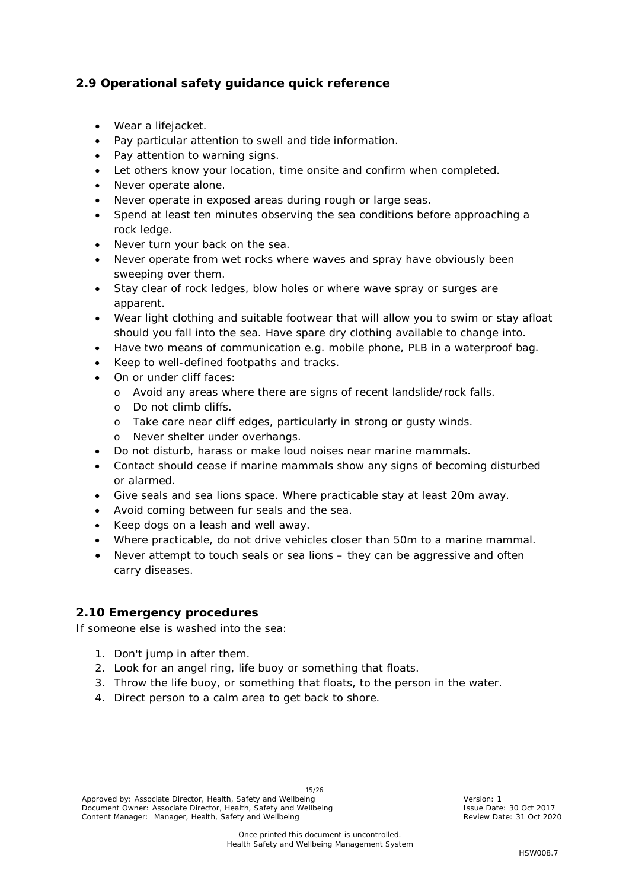## 2.9 Operational safety guidance quick reference

- Wear a lifejacket.
- Pay particular attention to swell and tide information.
- Pay attention to warning signs.
- Let others know your location, time onsite and confirm when completed.
- Never operate alone.
- Never operate in exposed areas during rough or large seas.
- Spend at least ten minutes observing the sea conditions before approaching a rock ledge.
- Never turn your back on the sea.
- Never operate from wet rocks where waves and spray have obviously been sweeping over them.
- Stay clear of rock ledges, blow holes or where wave spray or surges are apparent.
- Wear light clothing and suitable footwear that will allow you to swim or stay afloat should you fall into the sea. Have spare dry clothing available to change into.
- Have two means of communication e.g. mobile phone, PLB in a waterproof bag.
- Keep to well-defined footpaths and tracks.
- On or under cliff faces:
  - Avoid any areas where there are signs of recent landslide/rock falls.
  - Do not climb cliffs.
  - Take care near cliff edges, particularly in strong or gusty winds.
  - Never shelter under overhangs.
- Do not disturb, harass or make loud noises near marine mammals.
- Contact should cease if marine mammals show any signs of becoming disturbed or alarmed.
- Give seals and sea lions space. Where practicable stay at least 20m away.
- Avoid coming between fur seals and the sea.
- Keep dogs on a leash and well away.
- Where practicable, do not drive vehicles closer than 50m to a marine mammal.
- Never attempt to touch seals or sea lions – they can be aggressive and often carry diseases.

## 2.10 Emergency procedures

If someone else is washed into the sea:

1. Don't jump in after them.
2. Look for an angel ring, life buoy or something that floats.
3. Throw the life buoy, or something that floats, to the person in the water.
4. Direct person to a calm area to get back to shore.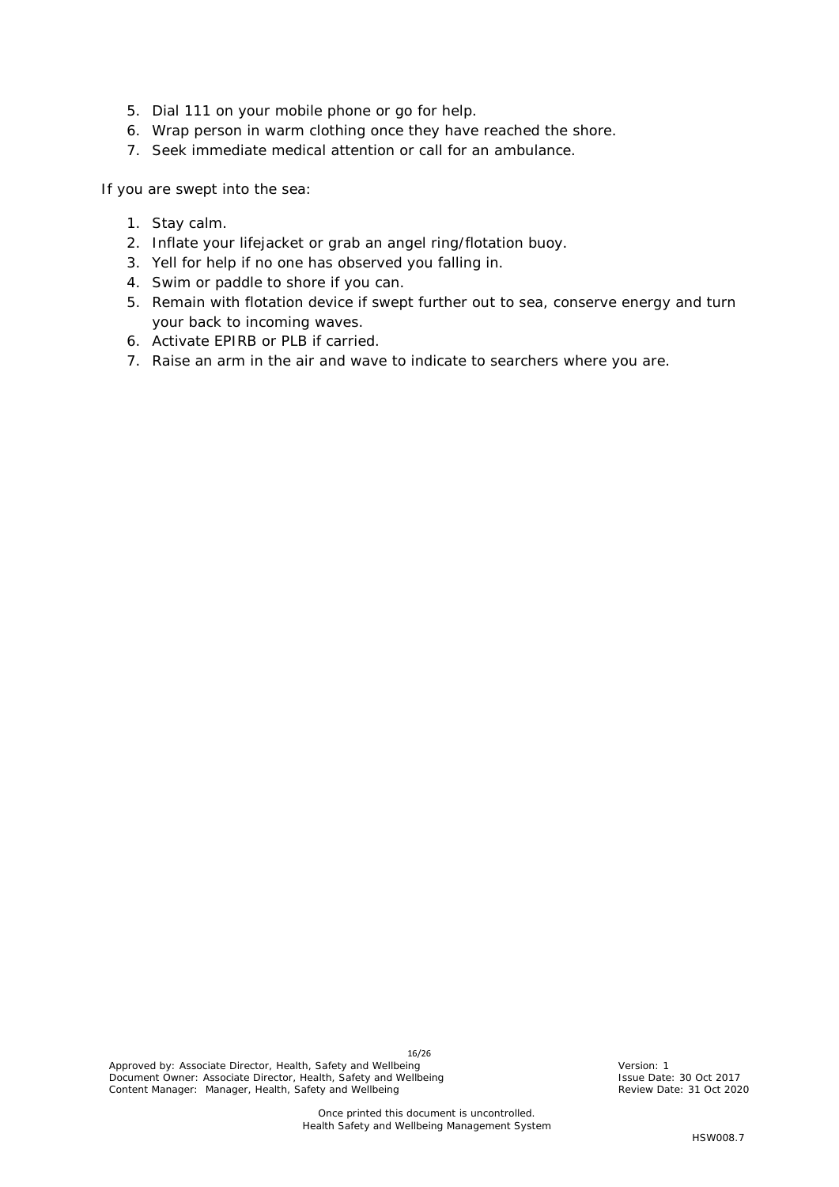5. Dial 111 on your mobile phone or go for help.
6. Wrap person in warm clothing once they have reached the shore.
7. Seek immediate medical attention or call for an ambulance.

If you are swept into the sea:

1. Stay calm.
2. Inflate your lifejacket or grab an angel ring/flotation buoy.
3. Yell for help if no one has observed you falling in.
4. Swim or paddle to shore if you can.
5. Remain with flotation device if swept further out to sea, conserve energy and turn your back to incoming waves.
6. Activate EPIRB or PLB if carried.
7. Raise an arm in the air and wave to indicate to searchers where you are.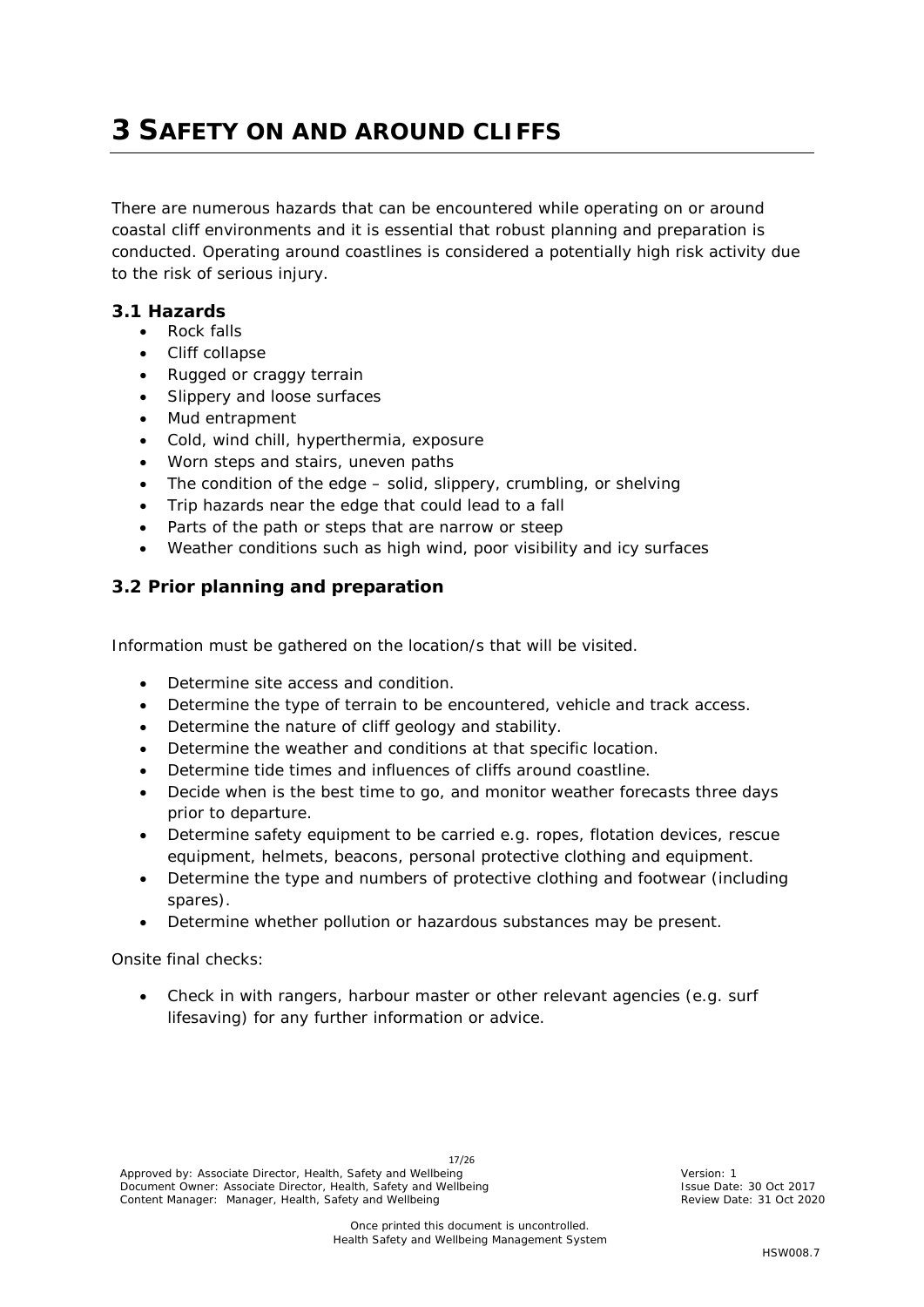# 3 SAFETY ON AND AROUND CLIFFS

There are numerous hazards that can be encountered while operating on or around coastal cliff environments and it is essential that robust planning and preparation is conducted. Operating around coastlines is considered a potentially high risk activity due to the risk of serious injury.

### 3.1 Hazards

- Rock falls
- Cliff collapse
- Rugged or craggy terrain
- Slippery and loose surfaces
- Mud entrapment
- Cold, wind chill, hyperthermia, exposure
- Worn steps and stairs, uneven paths
- The condition of the edge – solid, slippery, crumbling, or shelving
- Trip hazards near the edge that could lead to a fall
- Parts of the path or steps that are narrow or steep
- Weather conditions such as high wind, poor visibility and icy surfaces

### 3.2 Prior planning and preparation

Information must be gathered on the location/s that will be visited.

- Determine site access and condition.
- Determine the type of terrain to be encountered, vehicle and track access.
- Determine the nature of cliff geology and stability.
- Determine the weather and conditions at that specific location.
- Determine tide times and influences of cliffs around coastline.
- Decide when is the best time to go, and monitor weather forecasts three days prior to departure.
- Determine safety equipment to be carried e.g. ropes, flotation devices, rescue equipment, helmets, beacons, personal protective clothing and equipment.
- Determine the type and numbers of protective clothing and footwear (including spares).
- Determine whether pollution or hazardous substances may be present.

Onsite final checks:

- Check in with rangers, harbour master or other relevant agencies (e.g. surf lifesaving) for any further information or advice.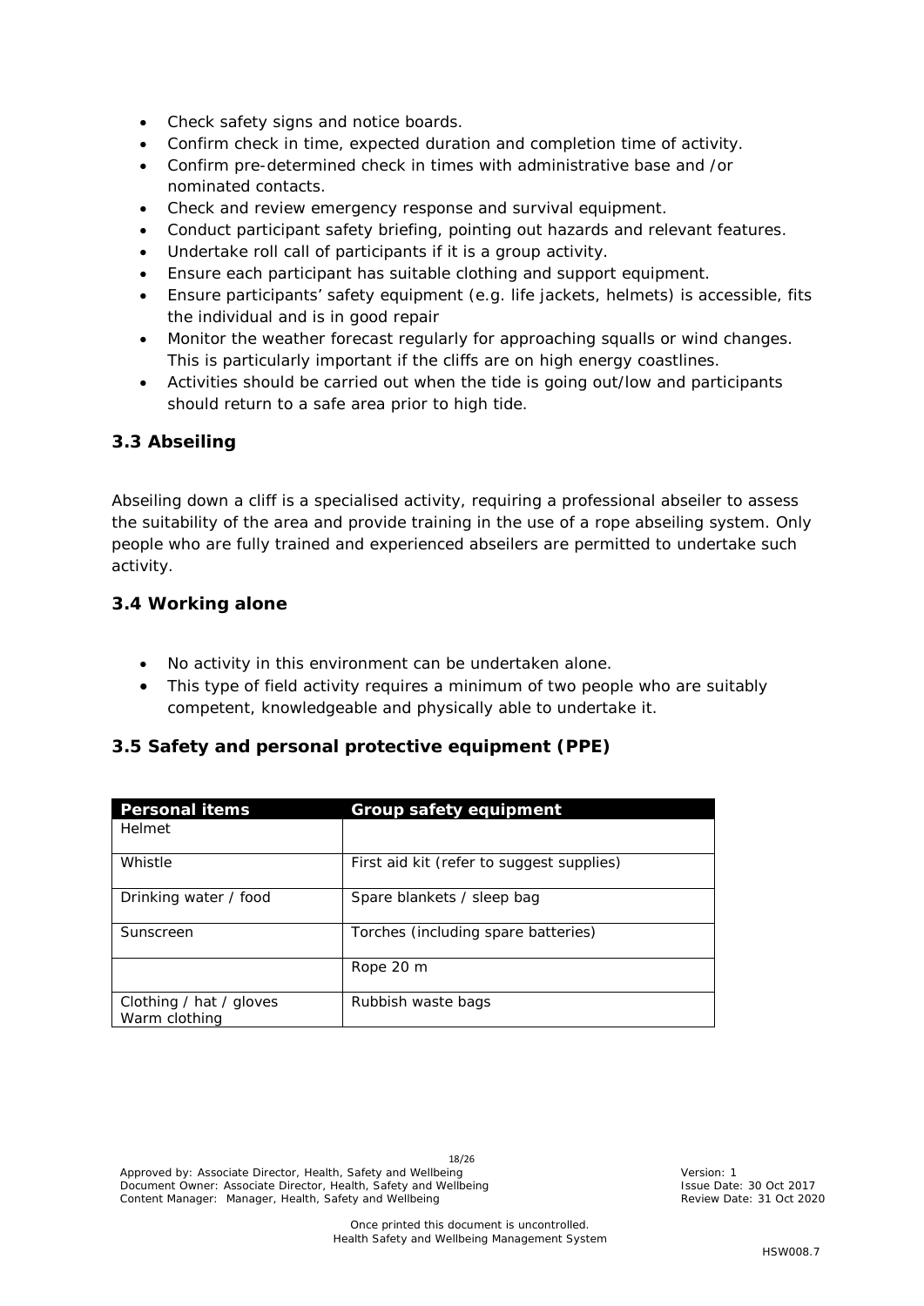- Check safety signs and notice boards.
- Confirm check in time, expected duration and completion time of activity.
- Confirm pre-determined check in times with administrative base and /or nominated contacts.
- Check and review emergency response and survival equipment.
- Conduct participant safety briefing, pointing out hazards and relevant features.
- Undertake roll call of participants if it is a group activity.
- Ensure each participant has suitable clothing and support equipment.
- Ensure participants' safety equipment (e.g. life jackets, helmets) is accessible, fits the individual and is in good repair
- Monitor the weather forecast regularly for approaching squalls or wind changes. This is particularly important if the cliffs are on high energy coastlines.
- Activities should be carried out when the tide is going out/low and participants should return to a safe area prior to high tide.

### 3.3 Abseiling

Abseiling down a cliff is a specialised activity, requiring a professional abseiler to assess the suitability of the area and provide training in the use of a rope abseiling system. Only people who are fully trained and experienced abseilers are permitted to undertake such activity.

### 3.4 Working alone

- No activity in this environment can be undertaken alone.
- This type of field activity requires a minimum of two people who are suitably competent, knowledgeable and physically able to undertake it.

### 3.5 Safety and personal protective equipment (PPE)

| Personal items | Group safety equipment |
|---|---|
| Helmet | |
| Whistle | First aid kit (refer to suggest supplies) |
| Drinking water / food | Spare blankets / sleep bag |
| Sunscreen | Torches (including spare batteries) |
| | Rope 20 m |
| Clothing / hat / gloves<br>Warm clothing | Rubbish waste bags |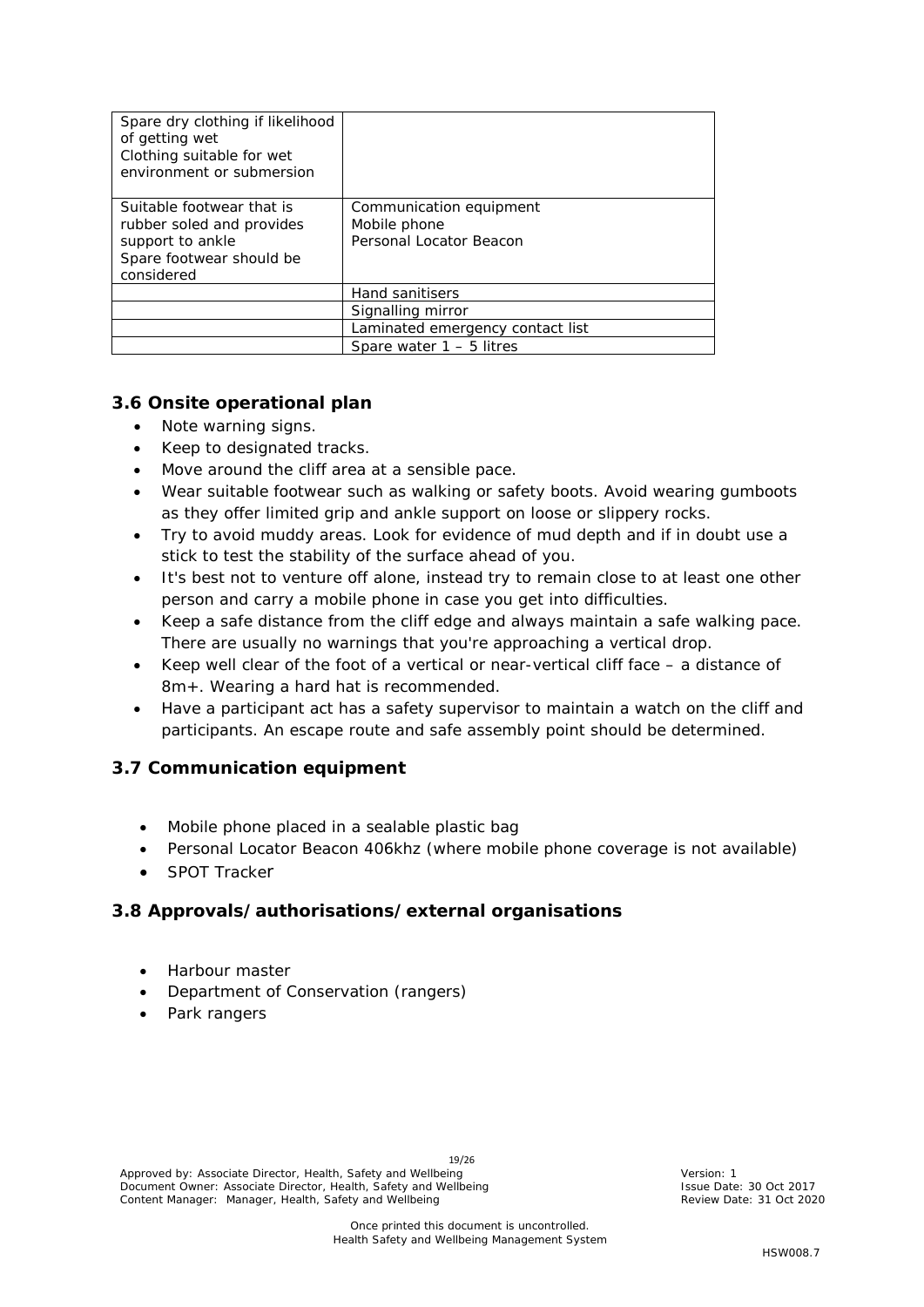| | |
|---|---|
| Spare dry clothing if likelihood of getting wet<br>Clothing suitable for wet environment or submersion | |
| Suitable footwear that is rubber soled and provides support to ankle<br>Spare footwear should be considered | Communication equipment<br>Mobile phone<br>Personal Locator Beacon |
| | Hand sanitisers |
| | Signalling mirror |
| | Laminated emergency contact list |
| | Spare water 1 – 5 litres |

### 3.6 Onsite operational plan

- Note warning signs.
- Keep to designated tracks.
- Move around the cliff area at a sensible pace.
- Wear suitable footwear such as walking or safety boots. Avoid wearing gumboots as they offer limited grip and ankle support on loose or slippery rocks.
- Try to avoid muddy areas. Look for evidence of mud depth and if in doubt use a stick to test the stability of the surface ahead of you.
- It's best not to venture off alone, instead try to remain close to at least one other person and carry a mobile phone in case you get into difficulties.
- Keep a safe distance from the cliff edge and always maintain a safe walking pace. There are usually no warnings that you're approaching a vertical drop.
- Keep well clear of the foot of a vertical or near-vertical cliff face – a distance of 8m+. Wearing a hard hat is recommended.
- Have a participant act has a safety supervisor to maintain a watch on the cliff and participants. An escape route and safe assembly point should be determined.

### 3.7 Communication equipment

- Mobile phone placed in a sealable plastic bag
- Personal Locator Beacon 406khz (where mobile phone coverage is not available)
- SPOT Tracker

### 3.8 Approvals/authorisations/external organisations

- Harbour master
- Department of Conservation (rangers)
- Park rangers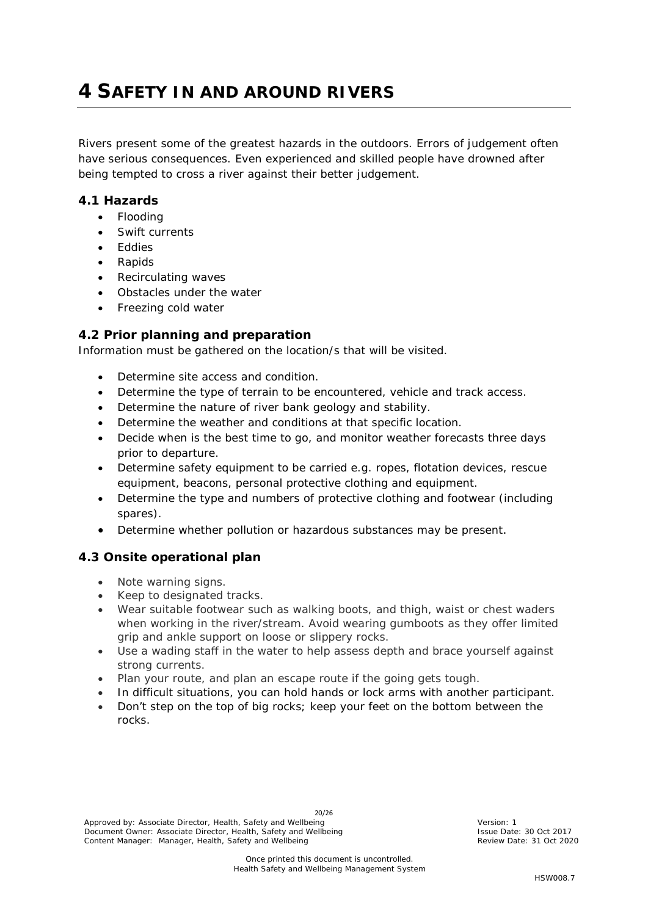# 4 SAFETY IN AND AROUND RIVERS

Rivers present some of the greatest hazards in the outdoors. Errors of judgement often have serious consequences. Even experienced and skilled people have drowned after being tempted to cross a river against their better judgement.

### 4.1 Hazards

- Flooding
- Swift currents
- Eddies
- Rapids
- Recirculating waves
- Obstacles under the water
- Freezing cold water

### 4.2 Prior planning and preparation

Information must be gathered on the location/s that will be visited.

- Determine site access and condition.
- Determine the type of terrain to be encountered, vehicle and track access.
- Determine the nature of river bank geology and stability.
- Determine the weather and conditions at that specific location.
- Decide when is the best time to go, and monitor weather forecasts three days prior to departure.
- Determine safety equipment to be carried e.g. ropes, flotation devices, rescue equipment, beacons, personal protective clothing and equipment.
- Determine the type and numbers of protective clothing and footwear (including spares).
- Determine whether pollution or hazardous substances may be present.

### 4.3 Onsite operational plan

- Note warning signs.
- Keep to designated tracks.
- Wear suitable footwear such as walking boots, and thigh, waist or chest waders when working in the river/stream. Avoid wearing gumboots as they offer limited grip and ankle support on loose or slippery rocks.
- Use a wading staff in the water to help assess depth and brace yourself against strong currents.
- Plan your route, and plan an escape route if the going gets tough.
- In difficult situations, you can hold hands or lock arms with another participant.
- Don't step on the top of big rocks; keep your feet on the bottom between the rocks.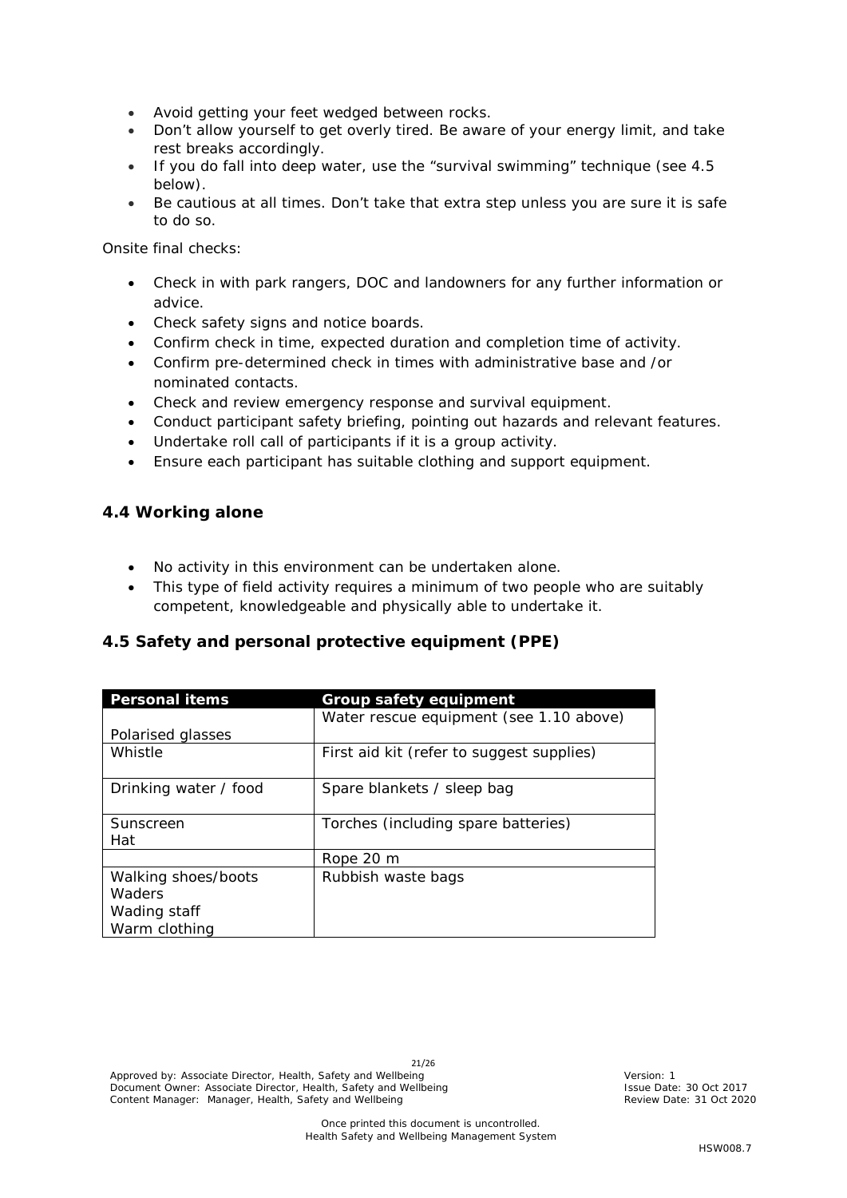- Avoid getting your feet wedged between rocks.
- Don't allow yourself to get overly tired. Be aware of your energy limit, and take rest breaks accordingly.
- If you do fall into deep water, use the "survival swimming" technique (see 4.5 below).
- Be cautious at all times. Don't take that extra step unless you are sure it is safe to do so.

Onsite final checks:

- Check in with park rangers, DOC and landowners for any further information or advice.
- Check safety signs and notice boards.
- Confirm check in time, expected duration and completion time of activity.
- Confirm pre-determined check in times with administrative base and /or nominated contacts.
- Check and review emergency response and survival equipment.
- Conduct participant safety briefing, pointing out hazards and relevant features.
- Undertake roll call of participants if it is a group activity.
- Ensure each participant has suitable clothing and support equipment.

### 4.4 Working alone

- No activity in this environment can be undertaken alone.
- This type of field activity requires a minimum of two people who are suitably competent, knowledgeable and physically able to undertake it.

### 4.5 Safety and personal protective equipment (PPE)

| Personal items | Group safety equipment |
|---|---|
| Polarised glasses | Water rescue equipment (see 1.10 above) |
| Whistle | First aid kit (refer to suggest supplies) |
| Drinking water / food | Spare blankets / sleep bag |
| Sunscreen<br>Hat | Torches (including spare batteries) |
| | Rope 20 m |
| Walking shoes/boots<br>Waders<br>Wading staff<br>Warm clothing | Rubbish waste bags |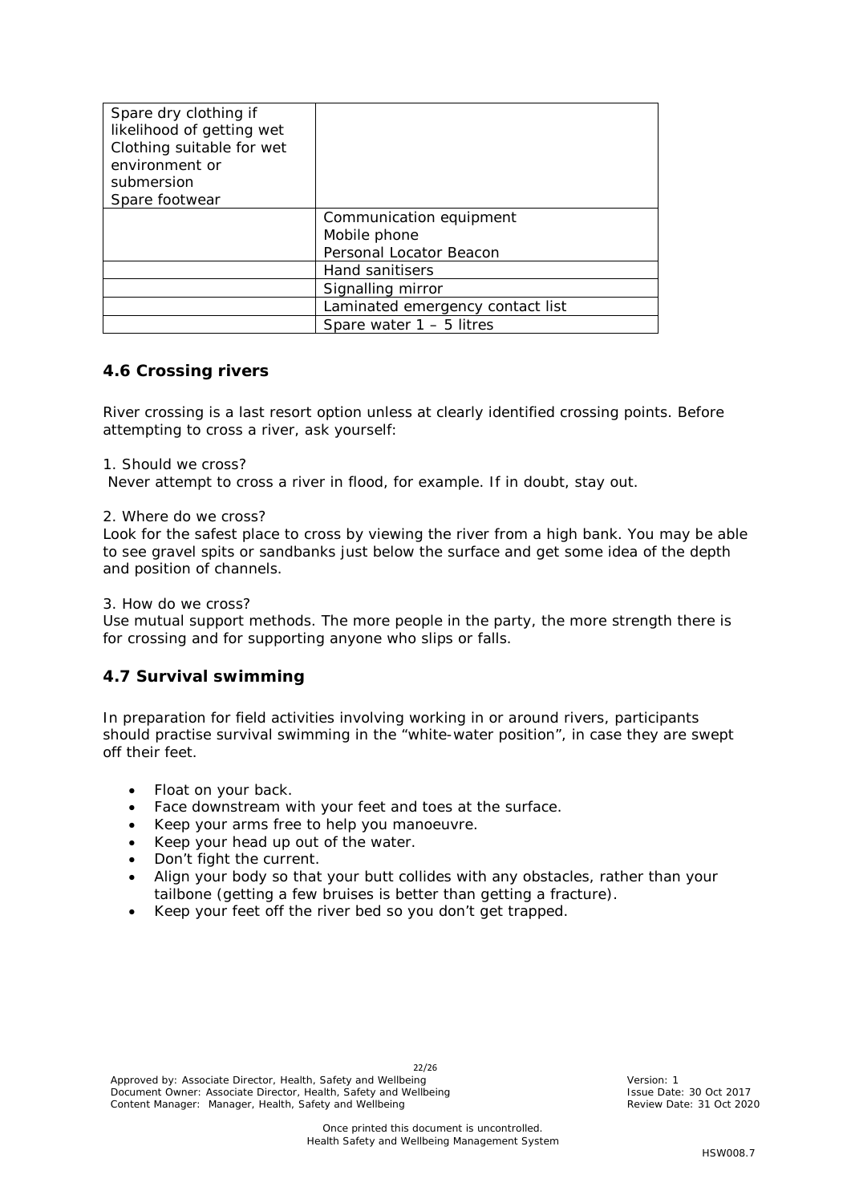| | |
|---|---|
| Spare dry clothing if likelihood of getting wet<br>Clothing suitable for wet environment or submersion<br>Spare footwear | |
| | Communication equipment<br>Mobile phone<br>Personal Locator Beacon |
| | Hand sanitisers |
| | Signalling mirror |
| | Laminated emergency contact list |
| | Spare water 1 – 5 litres |

### 4.6 Crossing rivers

River crossing is a last resort option unless at clearly identified crossing points. Before attempting to cross a river, ask yourself:

1. Should we cross?
Never attempt to cross a river in flood, for example. If in doubt, stay out.

2. Where do we cross?
Look for the safest place to cross by viewing the river from a high bank. You may be able to see gravel spits or sandbanks just below the surface and get some idea of the depth and position of channels.

3. How do we cross?
Use mutual support methods. The more people in the party, the more strength there is for crossing and for supporting anyone who slips or falls.

### 4.7 Survival swimming

In preparation for field activities involving working in or around rivers, participants should practise survival swimming in the "white-water position", in case they are swept off their feet.

- Float on your back.
- Face downstream with your feet and toes at the surface.
- Keep your arms free to help you manoeuvre.
- Keep your head up out of the water.
- Don't fight the current.
- Align your body so that your butt collides with any obstacles, rather than your tailbone (getting a few bruises is better than getting a fracture).
- Keep your feet off the river bed so you don't get trapped.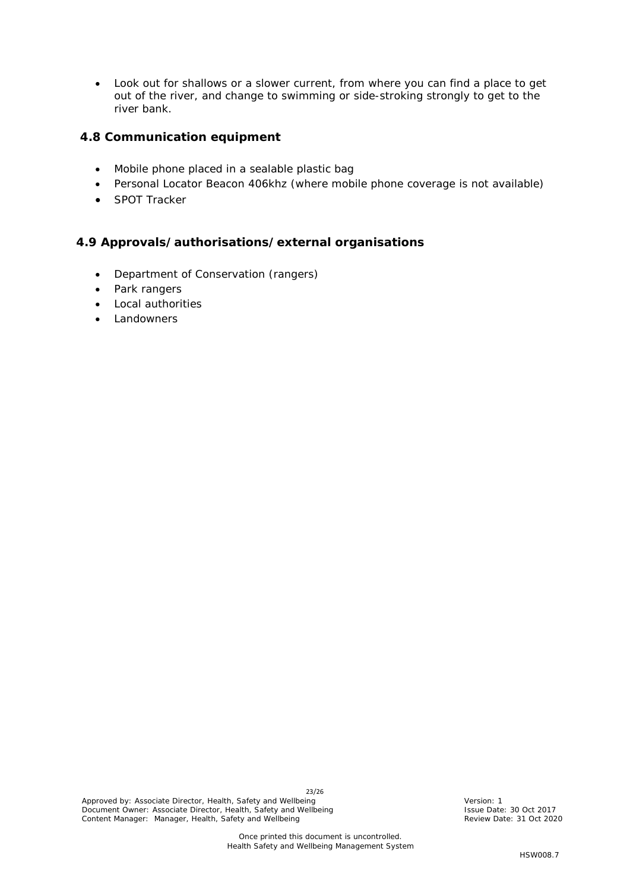- Look out for shallows or a slower current, from where you can find a place to get out of the river, and change to swimming or side-stroking strongly to get to the river bank.

### 4.8 Communication equipment

- Mobile phone placed in a sealable plastic bag
- Personal Locator Beacon 406khz (where mobile phone coverage is not available)
- SPOT Tracker

### 4.9 Approvals/authorisations/external organisations

- Department of Conservation (rangers)
- Park rangers
- Local authorities
- Landowners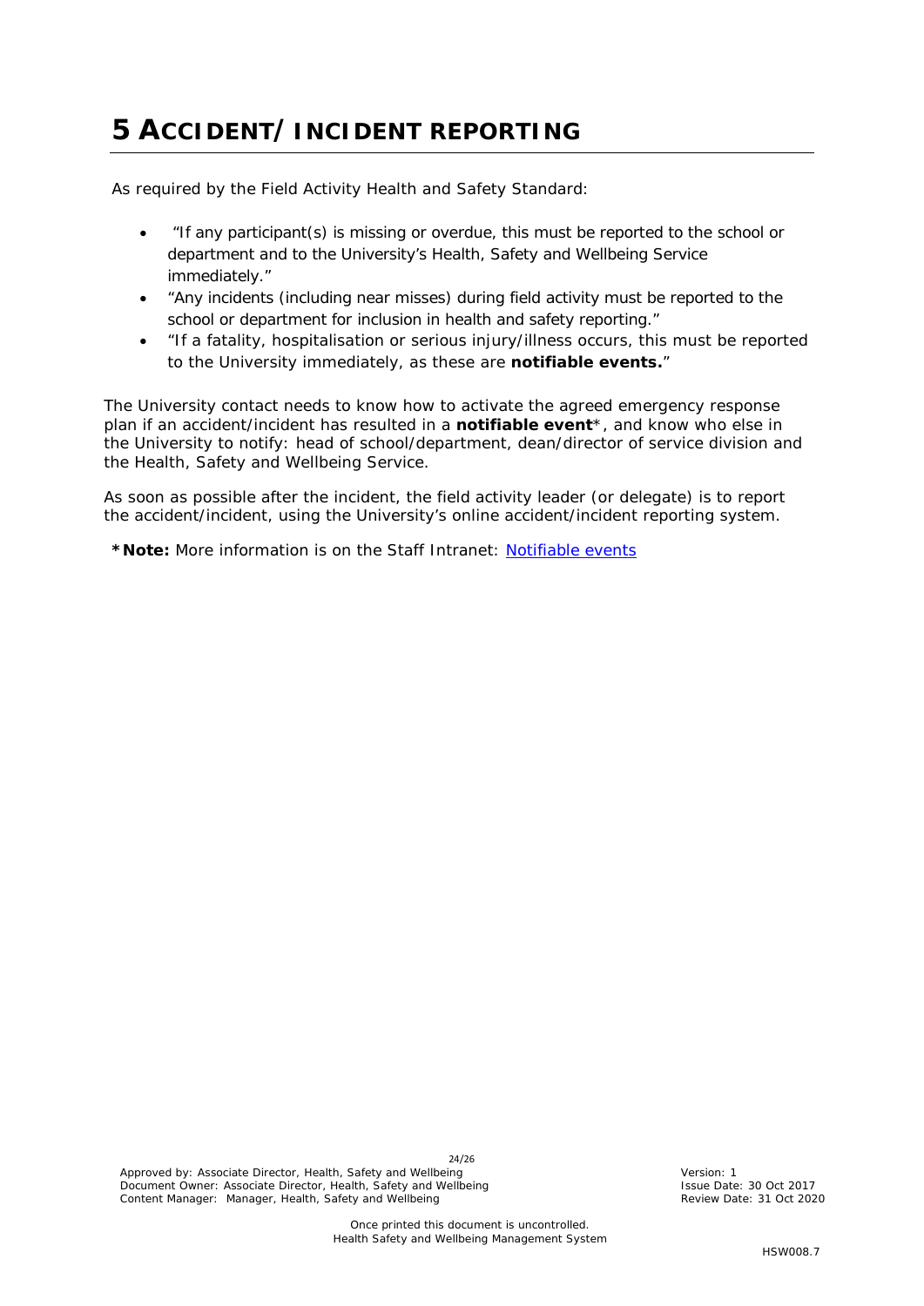# 5 ACCIDENT/INCIDENT REPORTING

As required by the Field Activity Health and Safety Standard:

- "If any participant(s) is missing or overdue, this must be reported to the school or department and to the University's Health, Safety and Wellbeing Service immediately."
- "Any incidents (including near misses) during field activity must be reported to the school or department for inclusion in health and safety reporting."
- "If a fatality, hospitalisation or serious injury/illness occurs, this must be reported to the University immediately, as these are **notifiable events.**"

The University contact needs to know how to activate the agreed emergency response plan if an accident/incident has resulted in a **notifiable event***, and know who else in the University to notify: head of school/department, dean/director of service division and the Health, Safety and Wellbeing Service.

As soon as possible after the incident, the field activity leader (or delegate) is to report the accident/incident, using the University's online accident/incident reporting system.

***Note:** More information is on the Staff Intranet: Notifiable events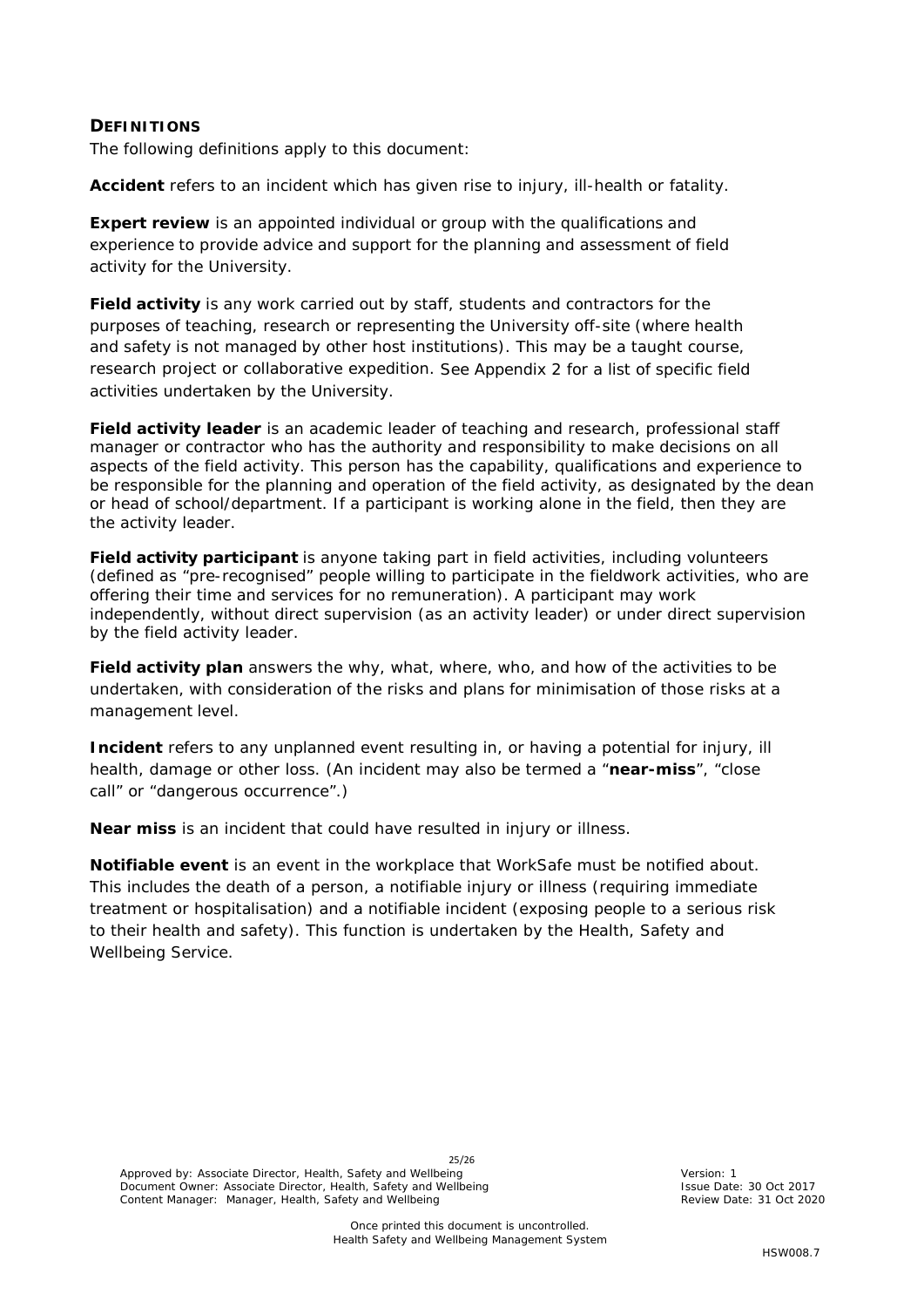## DEFINITIONS

The following definitions apply to this document:

**Accident** refers to an incident which has given rise to injury, ill-health or fatality.

**Expert review** is an appointed individual or group with the qualifications and experience to provide advice and support for the planning and assessment of field activity for the University.

**Field activity** is any work carried out by staff, students and contractors for the purposes of teaching, research or representing the University off-site (where health and safety is not managed by other host institutions). This may be a taught course, research project or collaborative expedition. See Appendix 2 for a list of specific field activities undertaken by the University.

**Field activity leader** is an academic leader of teaching and research, professional staff manager or contractor who has the authority and responsibility to make decisions on all aspects of the field activity. This person has the capability, qualifications and experience to be responsible for the planning and operation of the field activity, as designated by the dean or head of school/department. If a participant is working alone in the field, then they are the activity leader.

**Field activity participant** is anyone taking part in field activities, including volunteers (defined as "pre-recognised" people willing to participate in the fieldwork activities, who are offering their time and services for no remuneration). A participant may work independently, without direct supervision (as an activity leader) or under direct supervision by the field activity leader.

**Field activity plan** answers the why, what, where, who, and how of the activities to be undertaken, with consideration of the risks and plans for minimisation of those risks at a management level.

**Incident** refers to any unplanned event resulting in, or having a potential for injury, ill health, damage or other loss. (An incident may also be termed a "**near-miss**", "close call" or "dangerous occurrence".)

**Near miss** is an incident that could have resulted in injury or illness.

**Notifiable event** is an event in the workplace that WorkSafe must be notified about. This includes the death of a person, a notifiable injury or illness (requiring immediate treatment or hospitalisation) and a notifiable incident (exposing people to a serious risk to their health and safety). This function is undertaken by the Health, Safety and Wellbeing Service.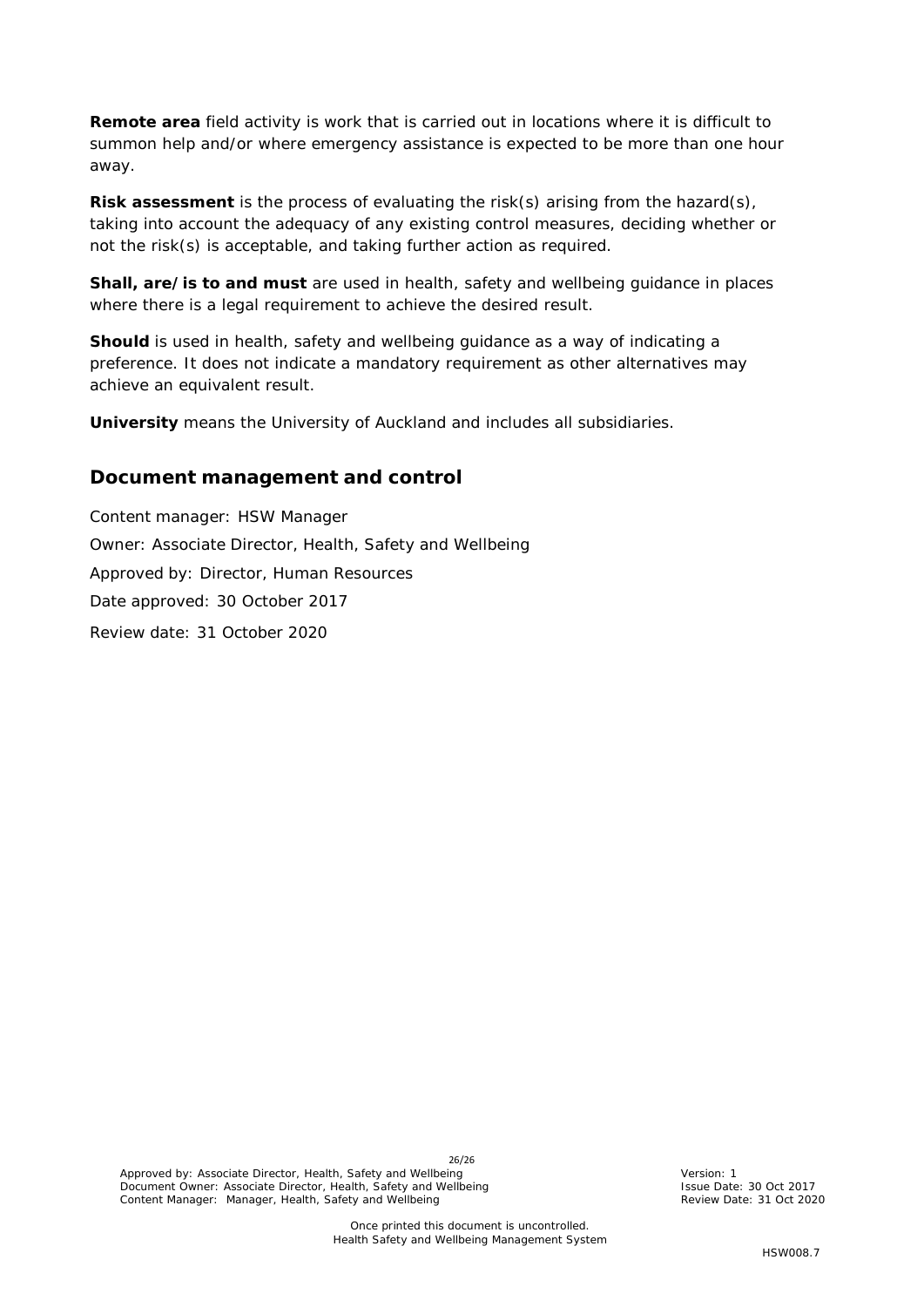**Remote area** field activity is work that is carried out in locations where it is difficult to summon help and/or where emergency assistance is expected to be more than one hour away.

**Risk assessment** is the process of evaluating the risk(s) arising from the hazard(s), taking into account the adequacy of any existing control measures, deciding whether or not the risk(s) is acceptable, and taking further action as required.

**Shall, are/is to and must** are used in health, safety and wellbeing guidance in places where there is a legal requirement to achieve the desired result.

**Should** is used in health, safety and wellbeing guidance as a way of indicating a preference. It does not indicate a mandatory requirement as other alternatives may achieve an equivalent result.

**University** means the University of Auckland and includes all subsidiaries.

## Document management and control

Content manager: HSW Manager

Owner: Associate Director, Health, Safety and Wellbeing

Approved by: Director, Human Resources

Date approved: 30 October 2017

Review date: 31 October 2020